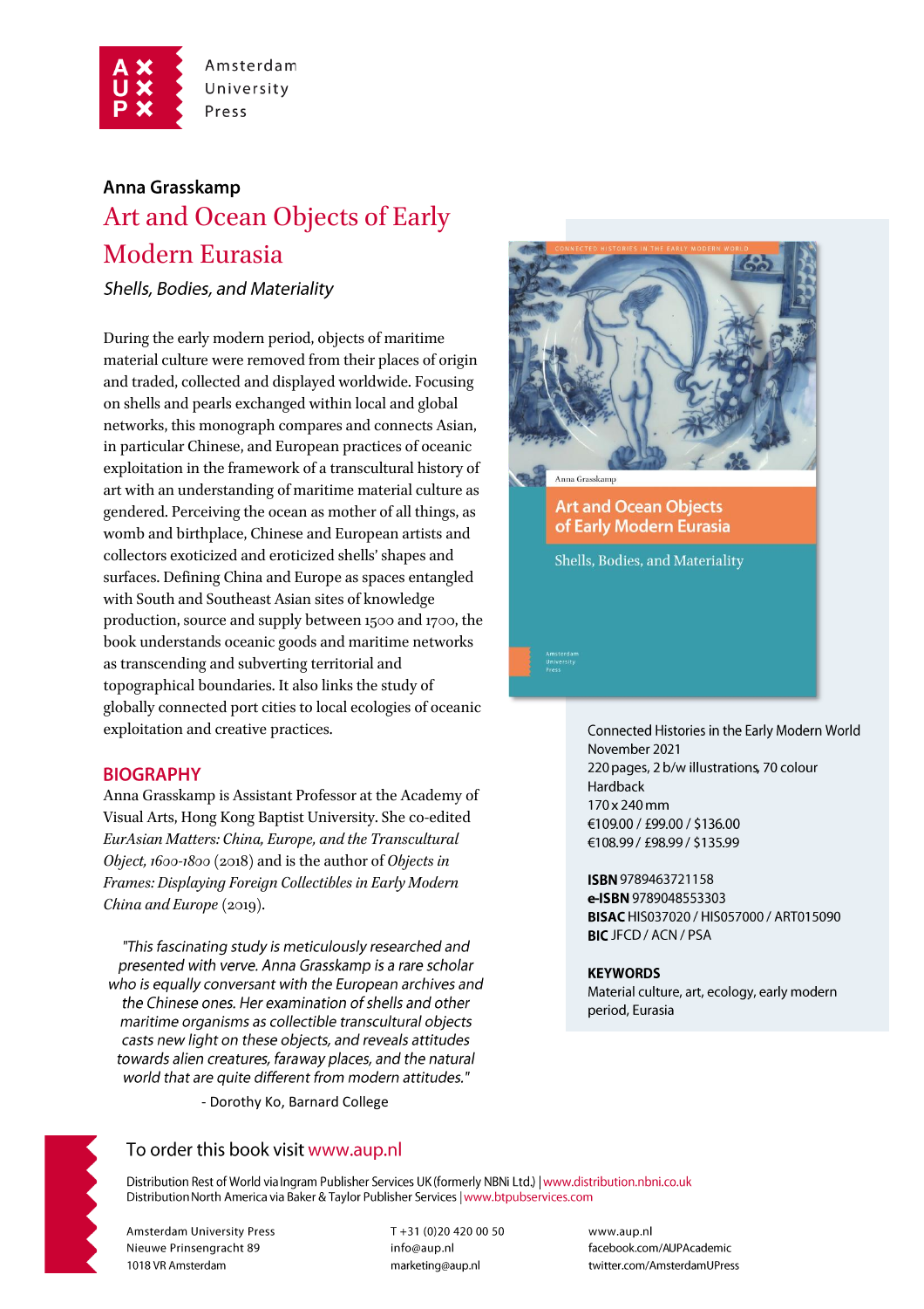Amsterdam University Press

**Anna Grasskamp**

# Art and Ocean Objects of Early Modern Eurasia

*Shells, Bodies, and Materiality*

During the early modern period, objects of maritime material culture were removed from their places of origin and traded, collected and displayed worldwide. Focusing on shells and pearls exchanged within local and global networks, this monograph compares and connects Asian, in particular Chinese, and European practices of oceanic exploitation in the framework of a transcultural history of art with an understanding of maritime material culture as gendered. Perceiving the ocean as mother of all things, as womb and birthplace, Chinese and European artists and collectors exoticized and eroticized shells' shapes and surfaces. Defining China and Europe as spaces entangled with South and Southeast Asian sites of knowledge production, source and supply between 1500 and 1700, the book understands oceanic goods and maritime networks as transcending and subverting territorial and topographical boundaries. It also links the study of globally connected port cities to local ecologies of oceanic exploitation and creative practices.

## BIOGRAPHY

Anna Grasskamp is Assistant Professor at the Academy of Visual Arts, Hong Kong Baptist University. She co-edited *EurAsian Matters: China, Europe, and the Transcultural Object, 1600-1800* (2018) and is the author of *Objects in Frames: Displaying Foreign Collectibles in Early Modern China and Europe* (2019).

*"This fascinating study is meticulously researched and presented with verve. Anna Grasskamp is a rare scholar who is equally conversant with the European archives and the Chinese ones. Her examination of shells and other maritime organisms as collectible transcultural objects casts new light on these objects, and reveals attitudes towards alien creatures, faraway places, and the natural world that are quite different from modern attitudes."*

- Dorothy Ko, Barnard College

Connected Histories in the Early Modern World
November 2021
220 pages, 2 b/w illustrations, 70 colour
Hardback
170 x 240 mm
€109.00 / £99.00 / $136.00
€108.99 / £98.99 / $135.99

**ISBN** 9789463721158
**e-ISBN** 9789048553303
**BISAC** HIS037020 / HIS057000 / ART015090
**BIC** JFCD / ACN / PSA

**KEYWORDS**
Material culture, art, ecology, early modern period, Eurasia

To order this book visit www.aup.nl

Distribution Rest of World via Ingram Publisher Services UK (formerly NBNi Ltd.) | www.distribution.nbni.co.uk
Distribution North America via Baker & Taylor Publisher Services | www.btpubservices.com

Amsterdam University Press
Nieuwe Prinsengracht 89
1018 VR Amsterdam

T +31 (0)20 420 00 50
info@aup.nl
marketing@aup.nl

www.aup.nl
facebook.com/AUPAcademic
twitter.com/AmsterdamUPress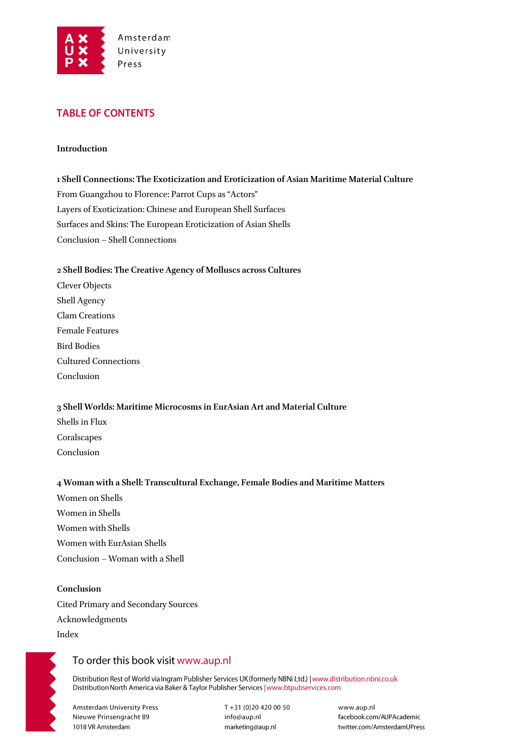Amsterdam University Press

## TABLE OF CONTENTS

**Introduction**

**1 Shell Connections: The Exoticization and Eroticization of Asian Maritime Material Culture**

From Guangzhou to Florence: Parrot Cups as "Actors"

Layers of Exoticization: Chinese and European Shell Surfaces

Surfaces and Skins: The European Eroticization of Asian Shells

Conclusion – Shell Connections

**2 Shell Bodies: The Creative Agency of Molluscs across Cultures**

Clever Objects

Shell Agency

Clam Creations

Female Features

Bird Bodies

Cultured Connections

Conclusion

**3 Shell Worlds: Maritime Microcosms in EurAsian Art and Material Culture**

Shells in Flux

Coralscapes

Conclusion

**4 Woman with a Shell: Transcultural Exchange, Female Bodies and Maritime Matters**

Women on Shells

Women in Shells

Women with Shells

Women with EurAsian Shells

Conclusion – Woman with a Shell

**Conclusion**

Cited Primary and Secondary Sources

Acknowledgments

Index

To order this book visit www.aup.nl

Distribution Rest of World via Ingram Publisher Services UK (formerly NBNi Ltd.) | www.distribution.nbni.co.uk
Distribution North America via Baker & Taylor Publisher Services | www.btpubservices.com

Amsterdam University Press
Nieuwe Prinsengracht 89
1018 VR Amsterdam

T +31 (0)20 420 00 50
info@aup.nl
marketing@aup.nl

www.aup.nl
facebook.com/AUPAcademic
twitter.com/AmsterdamUPress